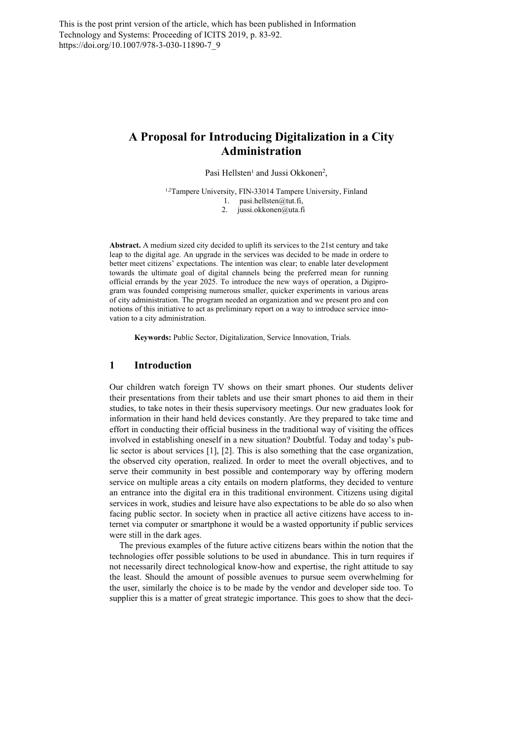This is the post print version of the article, which has been published in Information Technology and Systems: Proceeding of ICITS 2019, p. 83-92. https://doi.org/10.1007/978-3-030-11890-7_9

# A Proposal for Introducing Digitalization in a City Administration

Pasi Hellsten[1] and Jussi Okkonen[2],

[1,2]Tampere University, FIN-33014 Tampere University, Finland

1. pasi.hellsten@tut.fi,
2. jussi.okkonen@uta.fi

**Abstract.** A medium sized city decided to uplift its services to the 21st century and take leap to the digital age. An upgrade in the services was decided to be made in ordere to better meet citizens' expectations. The intention was clear; to enable later development towards the ultimate goal of digital channels being the preferred mean for running official errands by the year 2025. To introduce the new ways of operation, a Digiprogram was founded comprising numerous smaller, quicker experiments in various areas of city administration. The program needed an organization and we present pro and con notions of this initiative to act as preliminary report on a way to introduce service innovation to a city administration.

**Keywords:** Public Sector, Digitalization, Service Innovation, Trials.

## 1 Introduction

Our children watch foreign TV shows on their smart phones. Our students deliver their presentations from their tablets and use their smart phones to aid them in their studies, to take notes in their thesis supervisory meetings. Our new graduates look for information in their hand held devices constantly. Are they prepared to take time and effort in conducting their official business in the traditional way of visiting the offices involved in establishing oneself in a new situation? Doubtful. Today and today's public sector is about services [1], [2]. This is also something that the case organization, the observed city operation, realized. In order to meet the overall objectives, and to serve their community in best possible and contemporary way by offering modern service on multiple areas a city entails on modern platforms, they decided to venture an entrance into the digital era in this traditional environment. Citizens using digital services in work, studies and leisure have also expectations to be able do so also when facing public sector. In society when in practice all active citizens have access to internet via computer or smartphone it would be a wasted opportunity if public services were still in the dark ages.

The previous examples of the future active citizens bears within the notion that the technologies offer possible solutions to be used in abundance. This in turn requires if not necessarily direct technological know-how and expertise, the right attitude to say the least. Should the amount of possible avenues to pursue seem overwhelming for the user, similarly the choice is to be made by the vendor and developer side too. To supplier this is a matter of great strategic importance. This goes to show that the deci-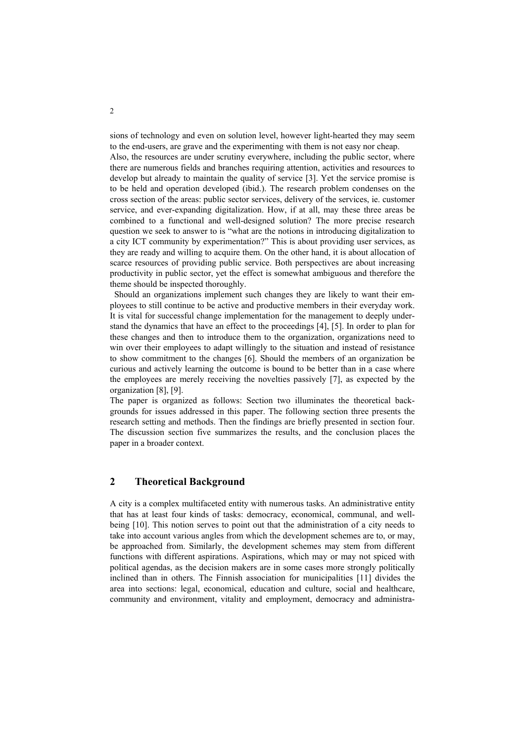sions of technology and even on solution level, however light-hearted they may seem to the end-users, are grave and the experimenting with them is not easy nor cheap.

Also, the resources are under scrutiny everywhere, including the public sector, where there are numerous fields and branches requiring attention, activities and resources to develop but already to maintain the quality of service [3]. Yet the service promise is to be held and operation developed (ibid.). The research problem condenses on the cross section of the areas: public sector services, delivery of the services, ie. customer service, and ever-expanding digitalization. How, if at all, may these three areas be combined to a functional and well-designed solution? The more precise research question we seek to answer to is "what are the notions in introducing digitalization to a city ICT community by experimentation?" This is about providing user services, as they are ready and willing to acquire them. On the other hand, it is about allocation of scarce resources of providing public service. Both perspectives are about increasing productivity in public sector, yet the effect is somewhat ambiguous and therefore the theme should be inspected thoroughly.

Should an organizations implement such changes they are likely to want their employees to still continue to be active and productive members in their everyday work. It is vital for successful change implementation for the management to deeply understand the dynamics that have an effect to the proceedings [4], [5]. In order to plan for these changes and then to introduce them to the organization, organizations need to win over their employees to adapt willingly to the situation and instead of resistance to show commitment to the changes [6]. Should the members of an organization be curious and actively learning the outcome is bound to be better than in a case where the employees are merely receiving the novelties passively [7], as expected by the organization [8], [9].

The paper is organized as follows: Section two illuminates the theoretical backgrounds for issues addressed in this paper. The following section three presents the research setting and methods. Then the findings are briefly presented in section four. The discussion section five summarizes the results, and the conclusion places the paper in a broader context.

## 2 Theoretical Background

A city is a complex multifaceted entity with numerous tasks. An administrative entity that has at least four kinds of tasks: democracy, economical, communal, and well-being [10]. This notion serves to point out that the administration of a city needs to take into account various angles from which the development schemes are to, or may, be approached from. Similarly, the development schemes may stem from different functions with different aspirations. Aspirations, which may or may not spiced with political agendas, as the decision makers are in some cases more strongly politically inclined than in others. The Finnish association for municipalities [11] divides the area into sections: legal, economical, education and culture, social and healthcare, community and environment, vitality and employment, democracy and administra-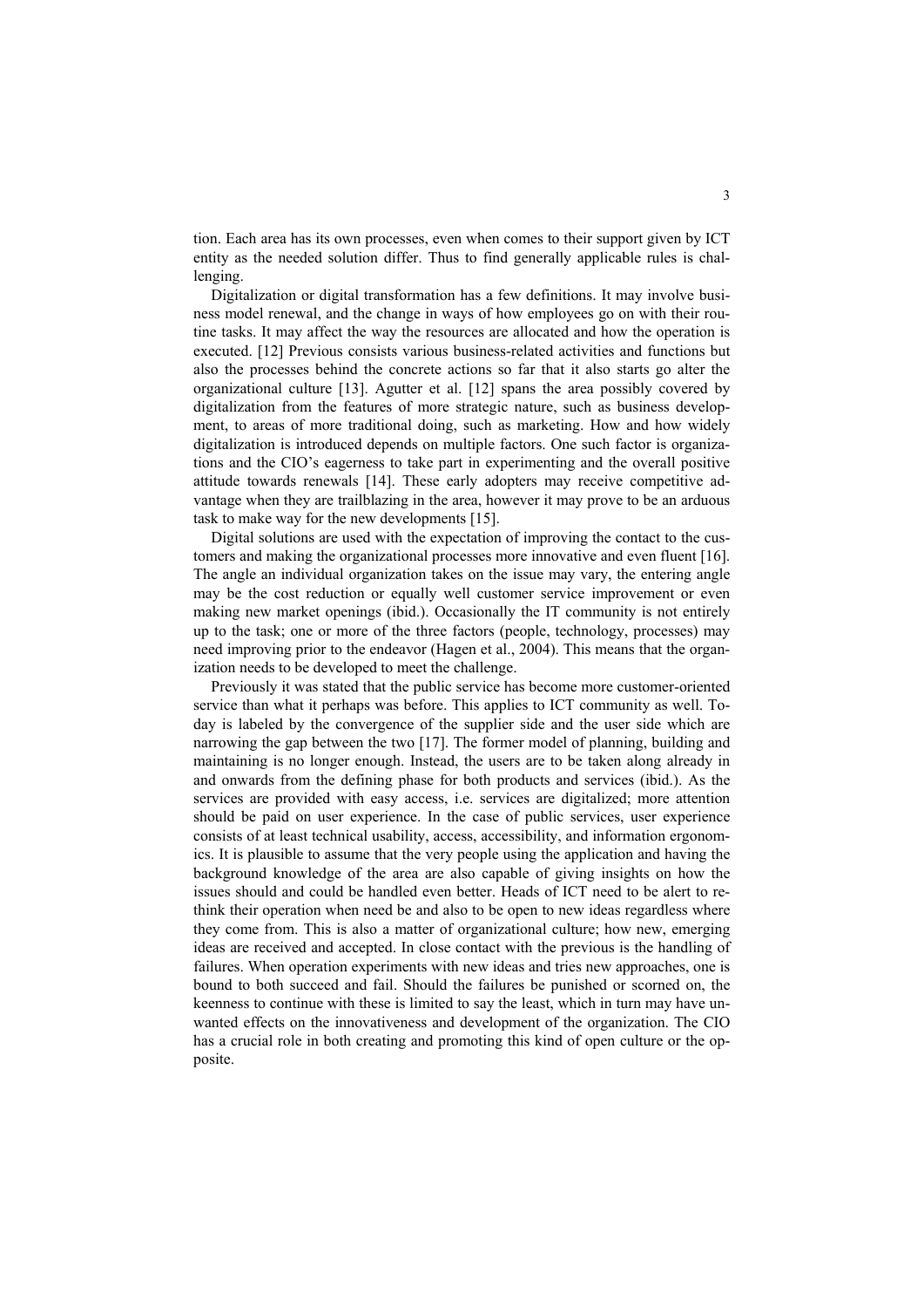tion. Each area has its own processes, even when comes to their support given by ICT entity as the needed solution differ. Thus to find generally applicable rules is challenging.

Digitalization or digital transformation has a few definitions. It may involve business model renewal, and the change in ways of how employees go on with their routine tasks. It may affect the way the resources are allocated and how the operation is executed. [12] Previous consists various business-related activities and functions but also the processes behind the concrete actions so far that it also starts go alter the organizational culture [13]. Agutter et al. [12] spans the area possibly covered by digitalization from the features of more strategic nature, such as business development, to areas of more traditional doing, such as marketing. How and how widely digitalization is introduced depends on multiple factors. One such factor is organizations and the CIO's eagerness to take part in experimenting and the overall positive attitude towards renewals [14]. These early adopters may receive competitive advantage when they are trailblazing in the area, however it may prove to be an arduous task to make way for the new developments [15].

Digital solutions are used with the expectation of improving the contact to the customers and making the organizational processes more innovative and even fluent [16]. The angle an individual organization takes on the issue may vary, the entering angle may be the cost reduction or equally well customer service improvement or even making new market openings (ibid.). Occasionally the IT community is not entirely up to the task; one or more of the three factors (people, technology, processes) may need improving prior to the endeavor (Hagen et al., 2004). This means that the organization needs to be developed to meet the challenge.

Previously it was stated that the public service has become more customer-oriented service than what it perhaps was before. This applies to ICT community as well. Today is labeled by the convergence of the supplier side and the user side which are narrowing the gap between the two [17]. The former model of planning, building and maintaining is no longer enough. Instead, the users are to be taken along already in and onwards from the defining phase for both products and services (ibid.). As the services are provided with easy access, i.e. services are digitalized; more attention should be paid on user experience. In the case of public services, user experience consists of at least technical usability, access, accessibility, and information ergonomics. It is plausible to assume that the very people using the application and having the background knowledge of the area are also capable of giving insights on how the issues should and could be handled even better. Heads of ICT need to be alert to rethink their operation when need be and also to be open to new ideas regardless where they come from. This is also a matter of organizational culture; how new, emerging ideas are received and accepted. In close contact with the previous is the handling of failures. When operation experiments with new ideas and tries new approaches, one is bound to both succeed and fail. Should the failures be punished or scorned on, the keenness to continue with these is limited to say the least, which in turn may have unwanted effects on the innovativeness and development of the organization. The CIO has a crucial role in both creating and promoting this kind of open culture or the opposite.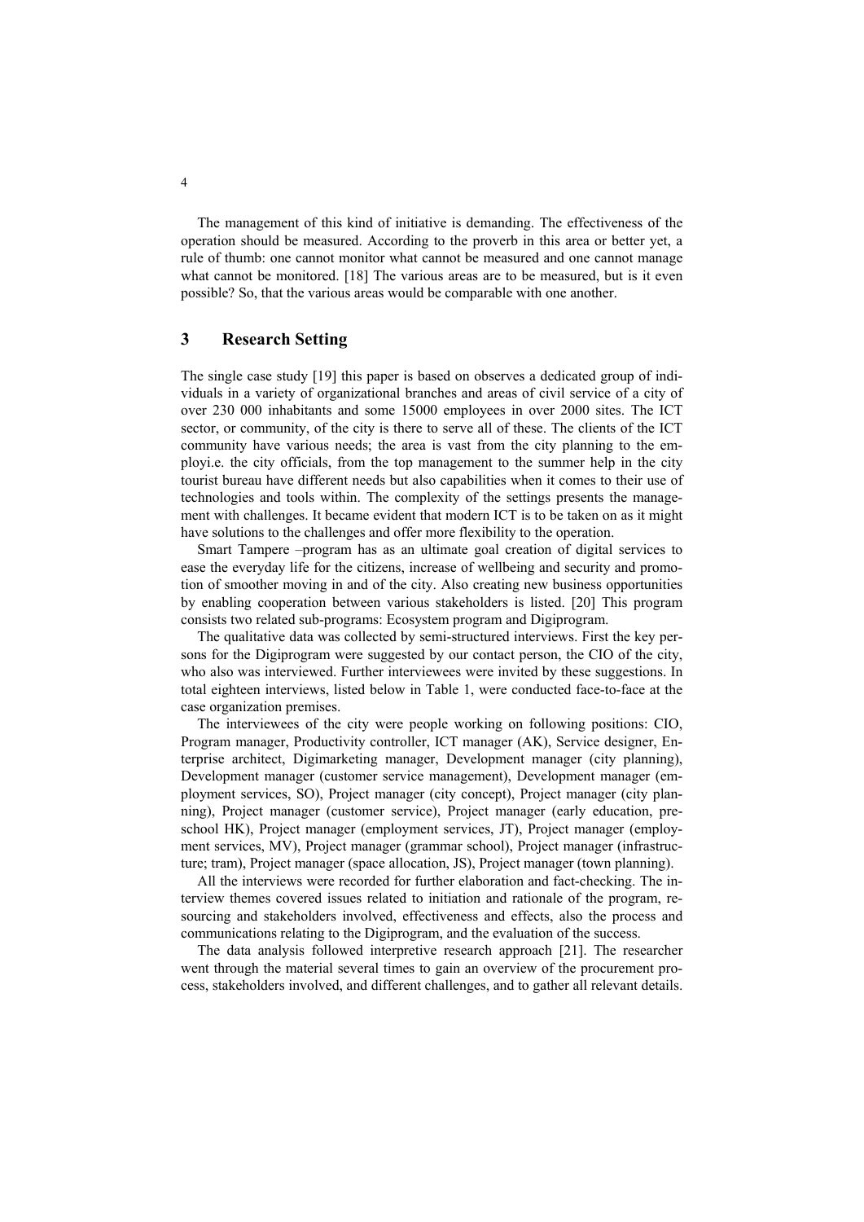The management of this kind of initiative is demanding. The effectiveness of the operation should be measured. According to the proverb in this area or better yet, a rule of thumb: one cannot monitor what cannot be measured and one cannot manage what cannot be monitored. [18] The various areas are to be measured, but is it even possible? So, that the various areas would be comparable with one another.

## 3 Research Setting

The single case study [19] this paper is based on observes a dedicated group of individuals in a variety of organizational branches and areas of civil service of a city of over 230 000 inhabitants and some 15000 employees in over 2000 sites. The ICT sector, or community, of the city is there to serve all of these. The clients of the ICT community have various needs; the area is vast from the city planning to the employi.e. the city officials, from the top management to the summer help in the city tourist bureau have different needs but also capabilities when it comes to their use of technologies and tools within. The complexity of the settings presents the management with challenges. It became evident that modern ICT is to be taken on as it might have solutions to the challenges and offer more flexibility to the operation.

Smart Tampere –program has as an ultimate goal creation of digital services to ease the everyday life for the citizens, increase of wellbeing and security and promotion of smoother moving in and of the city. Also creating new business opportunities by enabling cooperation between various stakeholders is listed. [20] This program consists two related sub-programs: Ecosystem program and Digiprogram.

The qualitative data was collected by semi-structured interviews. First the key persons for the Digiprogram were suggested by our contact person, the CIO of the city, who also was interviewed. Further interviewees were invited by these suggestions. In total eighteen interviews, listed below in Table 1, were conducted face-to-face at the case organization premises.

The interviewees of the city were people working on following positions: CIO, Program manager, Productivity controller, ICT manager (AK), Service designer, Enterprise architect, Digimarketing manager, Development manager (city planning), Development manager (customer service management), Development manager (employment services, SO), Project manager (city concept), Project manager (city planning), Project manager (customer service), Project manager (early education, preschool HK), Project manager (employment services, JT), Project manager (employment services, MV), Project manager (grammar school), Project manager (infrastructure; tram), Project manager (space allocation, JS), Project manager (town planning).

All the interviews were recorded for further elaboration and fact-checking. The interview themes covered issues related to initiation and rationale of the program, resourcing and stakeholders involved, effectiveness and effects, also the process and communications relating to the Digiprogram, and the evaluation of the success.

The data analysis followed interpretive research approach [21]. The researcher went through the material several times to gain an overview of the procurement process, stakeholders involved, and different challenges, and to gather all relevant details.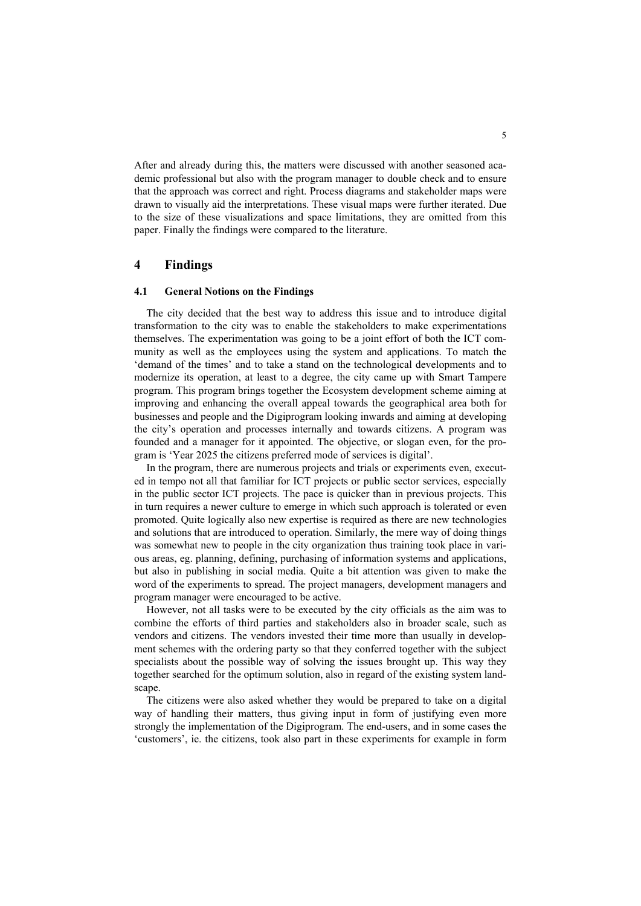After and already during this, the matters were discussed with another seasoned academic professional but also with the program manager to double check and to ensure that the approach was correct and right. Process diagrams and stakeholder maps were drawn to visually aid the interpretations. These visual maps were further iterated. Due to the size of these visualizations and space limitations, they are omitted from this paper. Finally the findings were compared to the literature.

## 4 Findings

### 4.1 General Notions on the Findings

The city decided that the best way to address this issue and to introduce digital transformation to the city was to enable the stakeholders to make experimentations themselves. The experimentation was going to be a joint effort of both the ICT community as well as the employees using the system and applications. To match the 'demand of the times' and to take a stand on the technological developments and to modernize its operation, at least to a degree, the city came up with Smart Tampere program. This program brings together the Ecosystem development scheme aiming at improving and enhancing the overall appeal towards the geographical area both for businesses and people and the Digiprogram looking inwards and aiming at developing the city's operation and processes internally and towards citizens. A program was founded and a manager for it appointed. The objective, or slogan even, for the program is 'Year 2025 the citizens preferred mode of services is digital'.

In the program, there are numerous projects and trials or experiments even, executed in tempo not all that familiar for ICT projects or public sector services, especially in the public sector ICT projects. The pace is quicker than in previous projects. This in turn requires a newer culture to emerge in which such approach is tolerated or even promoted. Quite logically also new expertise is required as there are new technologies and solutions that are introduced to operation. Similarly, the mere way of doing things was somewhat new to people in the city organization thus training took place in various areas, eg. planning, defining, purchasing of information systems and applications, but also in publishing in social media. Quite a bit attention was given to make the word of the experiments to spread. The project managers, development managers and program manager were encouraged to be active.

However, not all tasks were to be executed by the city officials as the aim was to combine the efforts of third parties and stakeholders also in broader scale, such as vendors and citizens. The vendors invested their time more than usually in development schemes with the ordering party so that they conferred together with the subject specialists about the possible way of solving the issues brought up. This way they together searched for the optimum solution, also in regard of the existing system landscape.

The citizens were also asked whether they would be prepared to take on a digital way of handling their matters, thus giving input in form of justifying even more strongly the implementation of the Digiprogram. The end-users, and in some cases the 'customers', ie. the citizens, took also part in these experiments for example in form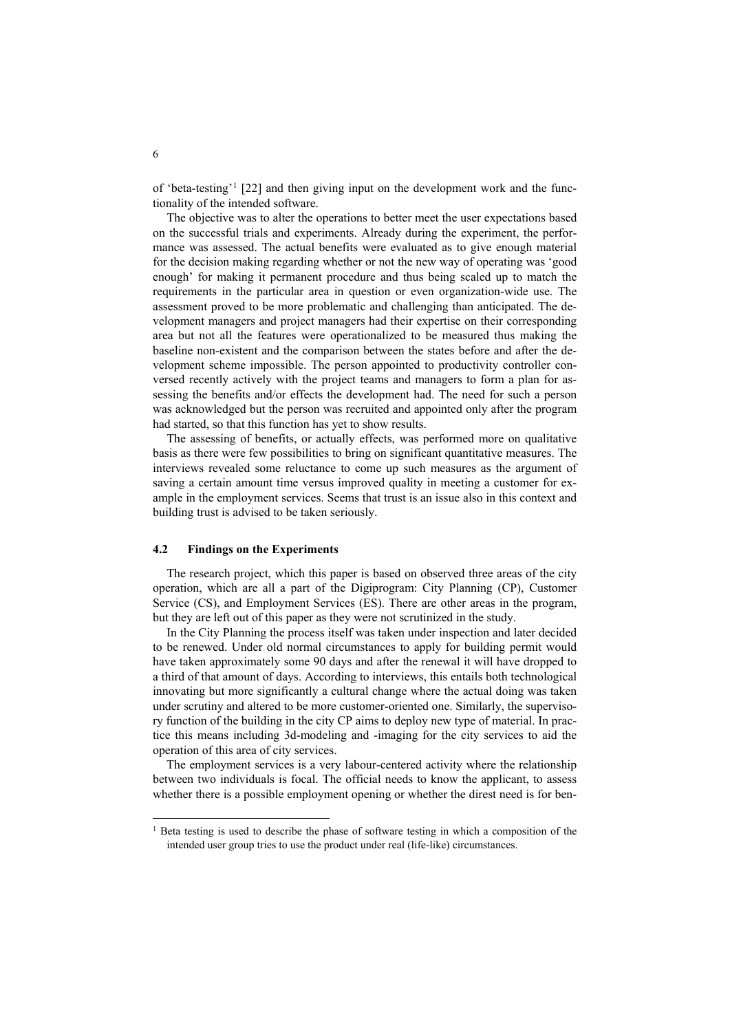of 'beta-testing'[1] [22] and then giving input on the development work and the functionality of the intended software.

The objective was to alter the operations to better meet the user expectations based on the successful trials and experiments. Already during the experiment, the performance was assessed. The actual benefits were evaluated as to give enough material for the decision making regarding whether or not the new way of operating was 'good enough' for making it permanent procedure and thus being scaled up to match the requirements in the particular area in question or even organization-wide use. The assessment proved to be more problematic and challenging than anticipated. The development managers and project managers had their expertise on their corresponding area but not all the features were operationalized to be measured thus making the baseline non-existent and the comparison between the states before and after the development scheme impossible. The person appointed to productivity controller conversed recently actively with the project teams and managers to form a plan for assessing the benefits and/or effects the development had. The need for such a person was acknowledged but the person was recruited and appointed only after the program had started, so that this function has yet to show results.

The assessing of benefits, or actually effects, was performed more on qualitative basis as there were few possibilities to bring on significant quantitative measures. The interviews revealed some reluctance to come up such measures as the argument of saving a certain amount time versus improved quality in meeting a customer for example in the employment services. Seems that trust is an issue also in this context and building trust is advised to be taken seriously.

### 4.2 Findings on the Experiments

The research project, which this paper is based on observed three areas of the city operation, which are all a part of the Digiprogram: City Planning (CP), Customer Service (CS), and Employment Services (ES). There are other areas in the program, but they are left out of this paper as they were not scrutinized in the study.

In the City Planning the process itself was taken under inspection and later decided to be renewed. Under old normal circumstances to apply for building permit would have taken approximately some 90 days and after the renewal it will have dropped to a third of that amount of days. According to interviews, this entails both technological innovating but more significantly a cultural change where the actual doing was taken under scrutiny and altered to be more customer-oriented one. Similarly, the supervisory function of the building in the city CP aims to deploy new type of material. In practice this means including 3d-modeling and -imaging for the city services to aid the operation of this area of city services.

The employment services is a very labour-centered activity where the relationship between two individuals is focal. The official needs to know the applicant, to assess whether there is a possible employment opening or whether the direst need is for ben-

[1] Beta testing is used to describe the phase of software testing in which a composition of the intended user group tries to use the product under real (life-like) circumstances.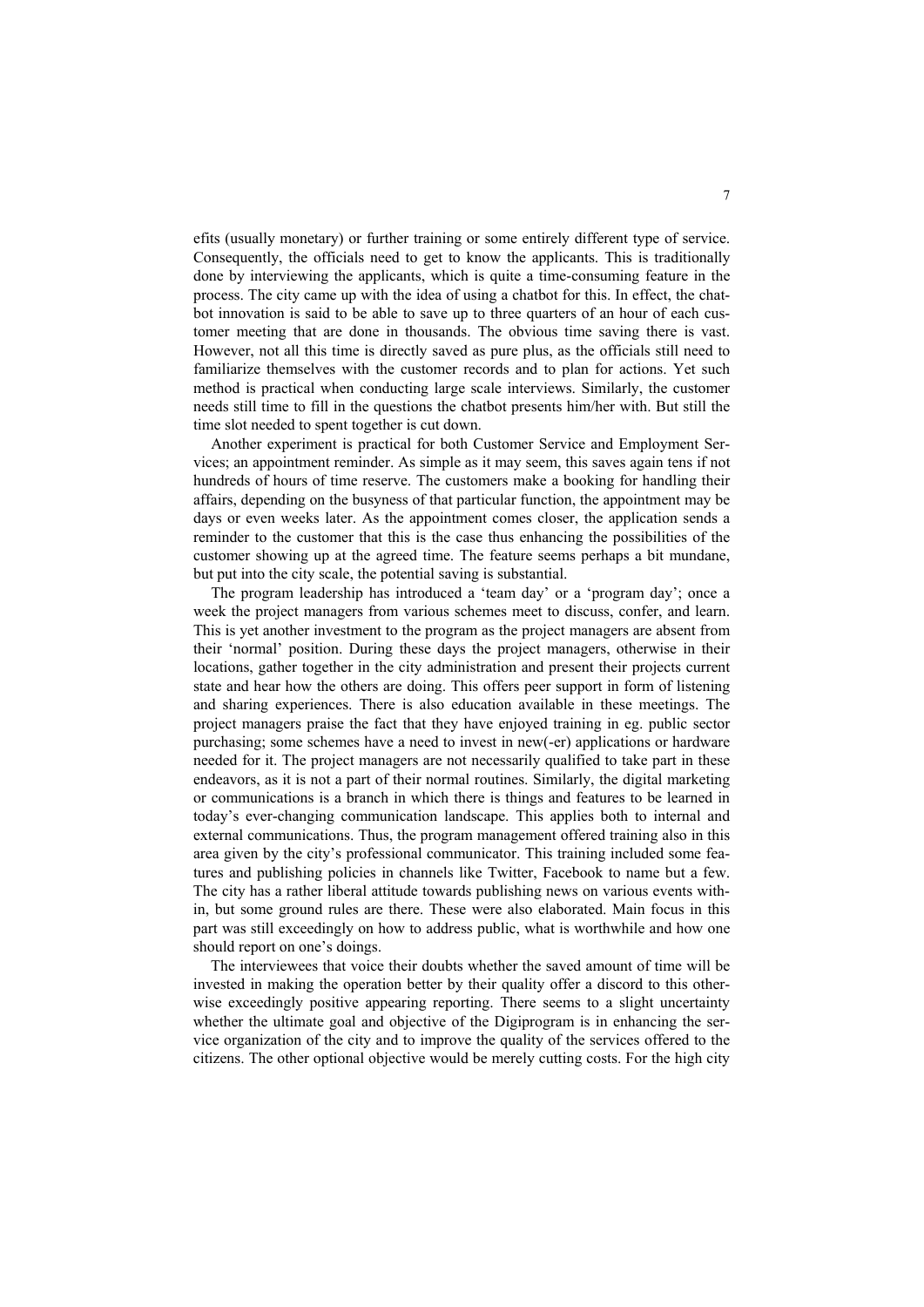efits (usually monetary) or further training or some entirely different type of service. Consequently, the officials need to get to know the applicants. This is traditionally done by interviewing the applicants, which is quite a time-consuming feature in the process. The city came up with the idea of using a chatbot for this. In effect, the chatbot innovation is said to be able to save up to three quarters of an hour of each customer meeting that are done in thousands. The obvious time saving there is vast. However, not all this time is directly saved as pure plus, as the officials still need to familiarize themselves with the customer records and to plan for actions. Yet such method is practical when conducting large scale interviews. Similarly, the customer needs still time to fill in the questions the chatbot presents him/her with. But still the time slot needed to spent together is cut down.

Another experiment is practical for both Customer Service and Employment Services; an appointment reminder. As simple as it may seem, this saves again tens if not hundreds of hours of time reserve. The customers make a booking for handling their affairs, depending on the busyness of that particular function, the appointment may be days or even weeks later. As the appointment comes closer, the application sends a reminder to the customer that this is the case thus enhancing the possibilities of the customer showing up at the agreed time. The feature seems perhaps a bit mundane, but put into the city scale, the potential saving is substantial.

The program leadership has introduced a 'team day' or a 'program day'; once a week the project managers from various schemes meet to discuss, confer, and learn. This is yet another investment to the program as the project managers are absent from their 'normal' position. During these days the project managers, otherwise in their locations, gather together in the city administration and present their projects current state and hear how the others are doing. This offers peer support in form of listening and sharing experiences. There is also education available in these meetings. The project managers praise the fact that they have enjoyed training in eg. public sector purchasing; some schemes have a need to invest in new(-er) applications or hardware needed for it. The project managers are not necessarily qualified to take part in these endeavors, as it is not a part of their normal routines. Similarly, the digital marketing or communications is a branch in which there is things and features to be learned in today's ever-changing communication landscape. This applies both to internal and external communications. Thus, the program management offered training also in this area given by the city's professional communicator. This training included some features and publishing policies in channels like Twitter, Facebook to name but a few. The city has a rather liberal attitude towards publishing news on various events within, but some ground rules are there. These were also elaborated. Main focus in this part was still exceedingly on how to address public, what is worthwhile and how one should report on one's doings.

The interviewees that voice their doubts whether the saved amount of time will be invested in making the operation better by their quality offer a discord to this otherwise exceedingly positive appearing reporting. There seems to a slight uncertainty whether the ultimate goal and objective of the Digiprogram is in enhancing the service organization of the city and to improve the quality of the services offered to the citizens. The other optional objective would be merely cutting costs. For the high city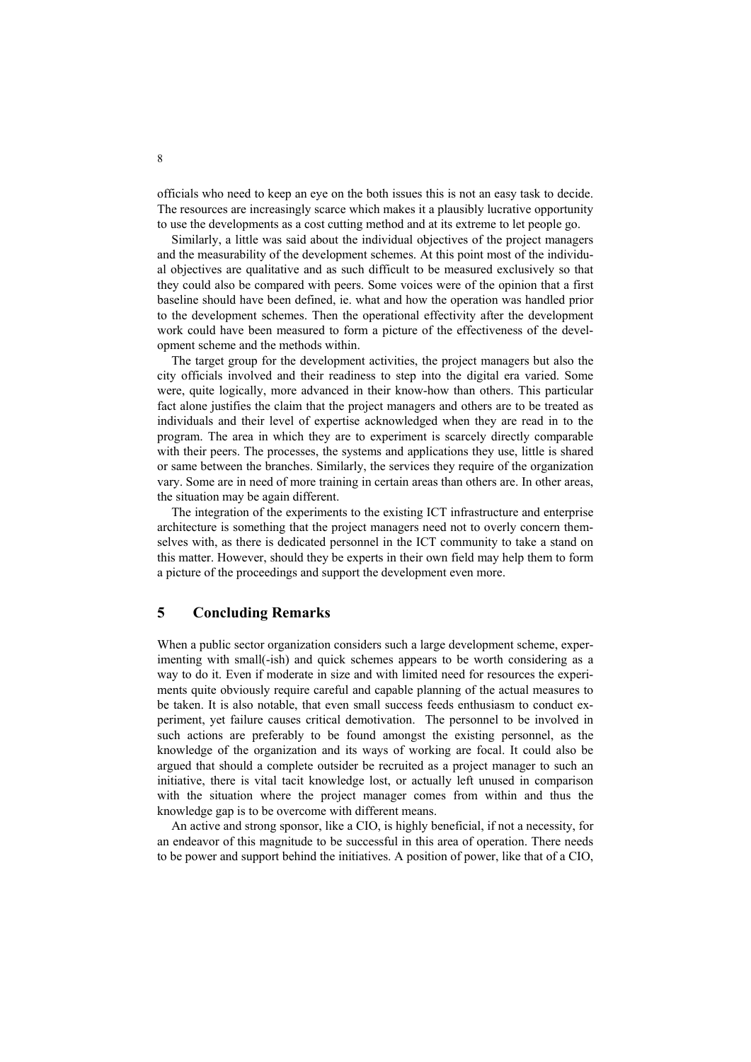officials who need to keep an eye on the both issues this is not an easy task to decide. The resources are increasingly scarce which makes it a plausibly lucrative opportunity to use the developments as a cost cutting method and at its extreme to let people go.

Similarly, a little was said about the individual objectives of the project managers and the measurability of the development schemes. At this point most of the individual objectives are qualitative and as such difficult to be measured exclusively so that they could also be compared with peers. Some voices were of the opinion that a first baseline should have been defined, ie. what and how the operation was handled prior to the development schemes. Then the operational effectivity after the development work could have been measured to form a picture of the effectiveness of the development scheme and the methods within.

The target group for the development activities, the project managers but also the city officials involved and their readiness to step into the digital era varied. Some were, quite logically, more advanced in their know-how than others. This particular fact alone justifies the claim that the project managers and others are to be treated as individuals and their level of expertise acknowledged when they are read in to the program. The area in which they are to experiment is scarcely directly comparable with their peers. The processes, the systems and applications they use, little is shared or same between the branches. Similarly, the services they require of the organization vary. Some are in need of more training in certain areas than others are. In other areas, the situation may be again different.

The integration of the experiments to the existing ICT infrastructure and enterprise architecture is something that the project managers need not to overly concern themselves with, as there is dedicated personnel in the ICT community to take a stand on this matter. However, should they be experts in their own field may help them to form a picture of the proceedings and support the development even more.

## 5 Concluding Remarks

When a public sector organization considers such a large development scheme, experimenting with small(-ish) and quick schemes appears to be worth considering as a way to do it. Even if moderate in size and with limited need for resources the experiments quite obviously require careful and capable planning of the actual measures to be taken. It is also notable, that even small success feeds enthusiasm to conduct experiment, yet failure causes critical demotivation. The personnel to be involved in such actions are preferably to be found amongst the existing personnel, as the knowledge of the organization and its ways of working are focal. It could also be argued that should a complete outsider be recruited as a project manager to such an initiative, there is vital tacit knowledge lost, or actually left unused in comparison with the situation where the project manager comes from within and thus the knowledge gap is to be overcome with different means.

An active and strong sponsor, like a CIO, is highly beneficial, if not a necessity, for an endeavor of this magnitude to be successful in this area of operation. There needs to be power and support behind the initiatives. A position of power, like that of a CIO,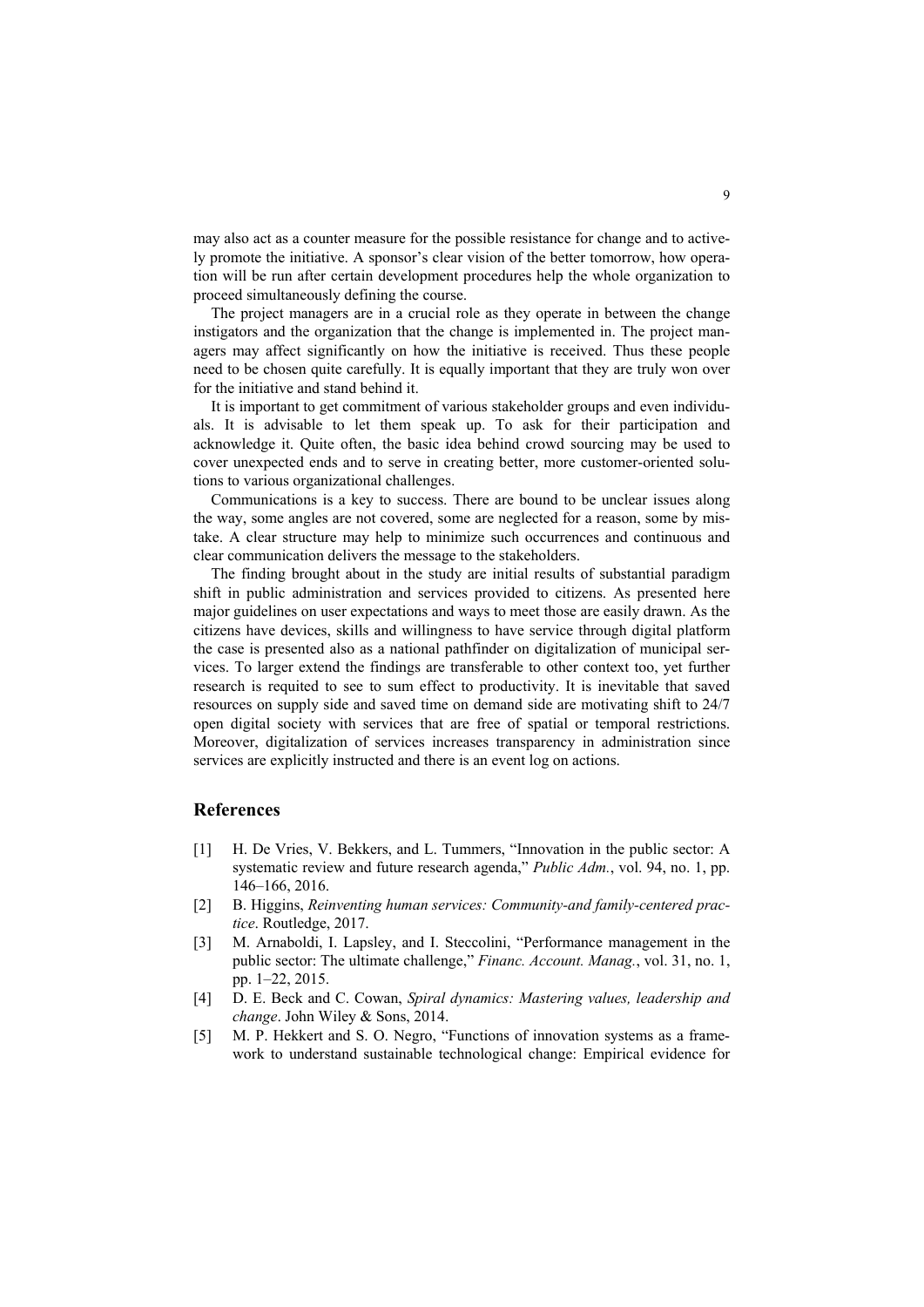may also act as a counter measure for the possible resistance for change and to actively promote the initiative. A sponsor's clear vision of the better tomorrow, how operation will be run after certain development procedures help the whole organization to proceed simultaneously defining the course.

The project managers are in a crucial role as they operate in between the change instigators and the organization that the change is implemented in. The project managers may affect significantly on how the initiative is received. Thus these people need to be chosen quite carefully. It is equally important that they are truly won over for the initiative and stand behind it.

It is important to get commitment of various stakeholder groups and even individuals. It is advisable to let them speak up. To ask for their participation and acknowledge it. Quite often, the basic idea behind crowd sourcing may be used to cover unexpected ends and to serve in creating better, more customer-oriented solutions to various organizational challenges.

Communications is a key to success. There are bound to be unclear issues along the way, some angles are not covered, some are neglected for a reason, some by mistake. A clear structure may help to minimize such occurrences and continuous and clear communication delivers the message to the stakeholders.

The finding brought about in the study are initial results of substantial paradigm shift in public administration and services provided to citizens. As presented here major guidelines on user expectations and ways to meet those are easily drawn. As the citizens have devices, skills and willingness to have service through digital platform the case is presented also as a national pathfinder on digitalization of municipal services. To larger extend the findings are transferable to other context too, yet further research is requited to see to sum effect to productivity. It is inevitable that saved resources on supply side and saved time on demand side are motivating shift to 24/7 open digital society with services that are free of spatial or temporal restrictions. Moreover, digitalization of services increases transparency in administration since services are explicitly instructed and there is an event log on actions.

## References

[1] H. De Vries, V. Bekkers, and L. Tummers, "Innovation in the public sector: A systematic review and future research agenda," *Public Adm.*, vol. 94, no. 1, pp. 146–166, 2016.

[2] B. Higgins, *Reinventing human services: Community-and family-centered practice*. Routledge, 2017.

[3] M. Arnaboldi, I. Lapsley, and I. Steccolini, "Performance management in the public sector: The ultimate challenge," *Financ. Account. Manag.*, vol. 31, no. 1, pp. 1–22, 2015.

[4] D. E. Beck and C. Cowan, *Spiral dynamics: Mastering values, leadership and change*. John Wiley & Sons, 2014.

[5] M. P. Hekkert and S. O. Negro, "Functions of innovation systems as a framework to understand sustainable technological change: Empirical evidence for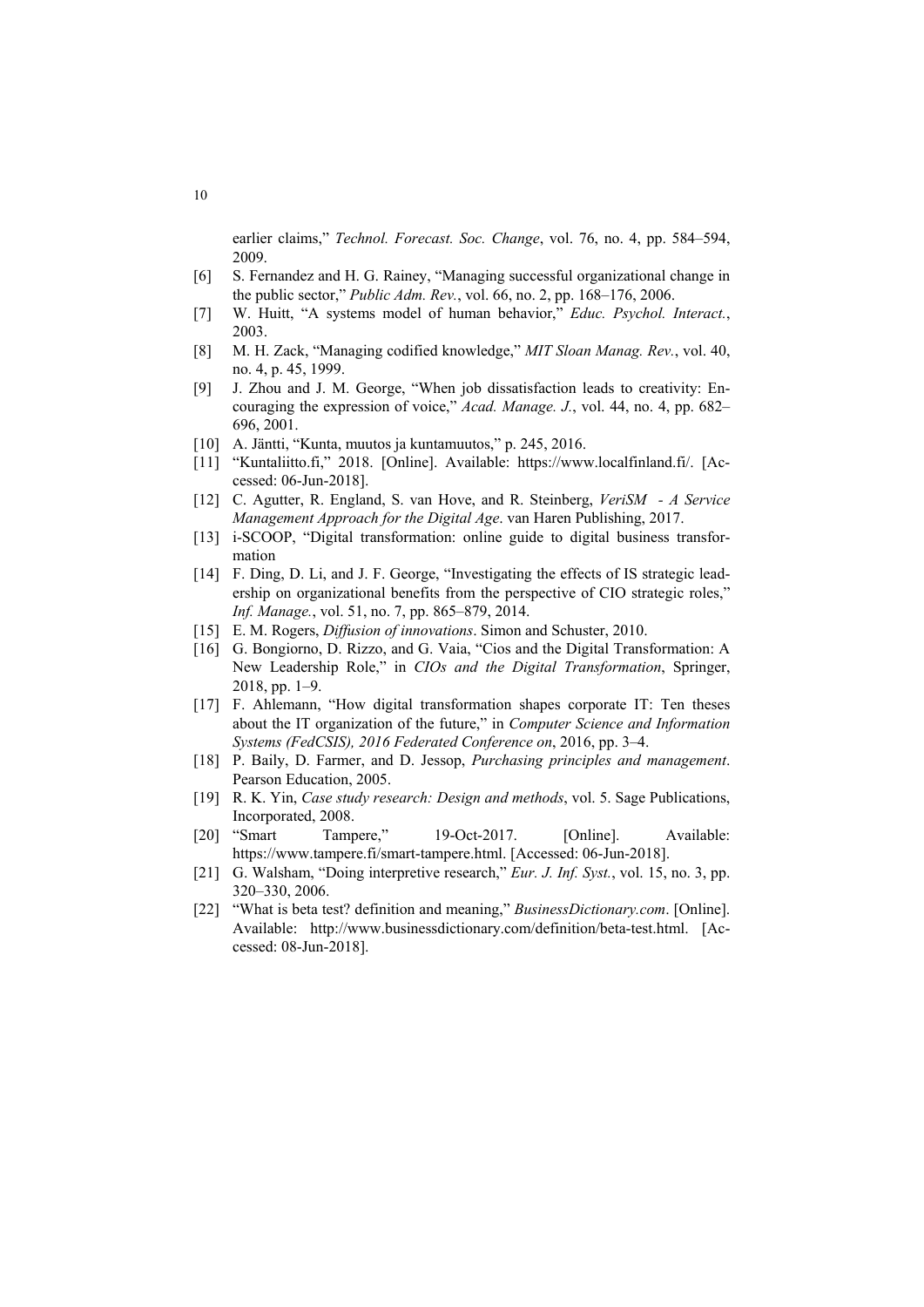earlier claims," *Technol. Forecast. Soc. Change*, vol. 76, no. 4, pp. 584–594, 2009.

[6] S. Fernandez and H. G. Rainey, "Managing successful organizational change in the public sector," *Public Adm. Rev.*, vol. 66, no. 2, pp. 168–176, 2006.

[7] W. Huitt, "A systems model of human behavior," *Educ. Psychol. Interact.*, 2003.

[8] M. H. Zack, "Managing codified knowledge," *MIT Sloan Manag. Rev.*, vol. 40, no. 4, p. 45, 1999.

[9] J. Zhou and J. M. George, "When job dissatisfaction leads to creativity: Encouraging the expression of voice," *Acad. Manage. J.*, vol. 44, no. 4, pp. 682–696, 2001.

[10] A. Jäntti, "Kunta, muutos ja kuntamuutos," p. 245, 2016.

[11] "Kuntaliitto.fi," 2018. [Online]. Available: https://www.localfinland.fi/. [Accessed: 06-Jun-2018].

[12] C. Agutter, R. England, S. van Hove, and R. Steinberg, *VeriSM - A Service Management Approach for the Digital Age*. van Haren Publishing, 2017.

[13] i-SCOOP, "Digital transformation: online guide to digital business transformation

[14] F. Ding, D. Li, and J. F. George, "Investigating the effects of IS strategic leadership on organizational benefits from the perspective of CIO strategic roles," *Inf. Manage.*, vol. 51, no. 7, pp. 865–879, 2014.

[15] E. M. Rogers, *Diffusion of innovations*. Simon and Schuster, 2010.

[16] G. Bongiorno, D. Rizzo, and G. Vaia, "Cios and the Digital Transformation: A New Leadership Role," in *CIOs and the Digital Transformation*, Springer, 2018, pp. 1–9.

[17] F. Ahlemann, "How digital transformation shapes corporate IT: Ten theses about the IT organization of the future," in *Computer Science and Information Systems (FedCSIS), 2016 Federated Conference on*, 2016, pp. 3–4.

[18] P. Baily, D. Farmer, and D. Jessop, *Purchasing principles and management*. Pearson Education, 2005.

[19] R. K. Yin, *Case study research: Design and methods*, vol. 5. Sage Publications, Incorporated, 2008.

[20] "Smart Tampere," 19-Oct-2017. [Online]. Available: https://www.tampere.fi/smart-tampere.html. [Accessed: 06-Jun-2018].

[21] G. Walsham, "Doing interpretive research," *Eur. J. Inf. Syst.*, vol. 15, no. 3, pp. 320–330, 2006.

[22] "What is beta test? definition and meaning," *BusinessDictionary.com*. [Online]. Available: http://www.businessdictionary.com/definition/beta-test.html. [Accessed: 08-Jun-2018].